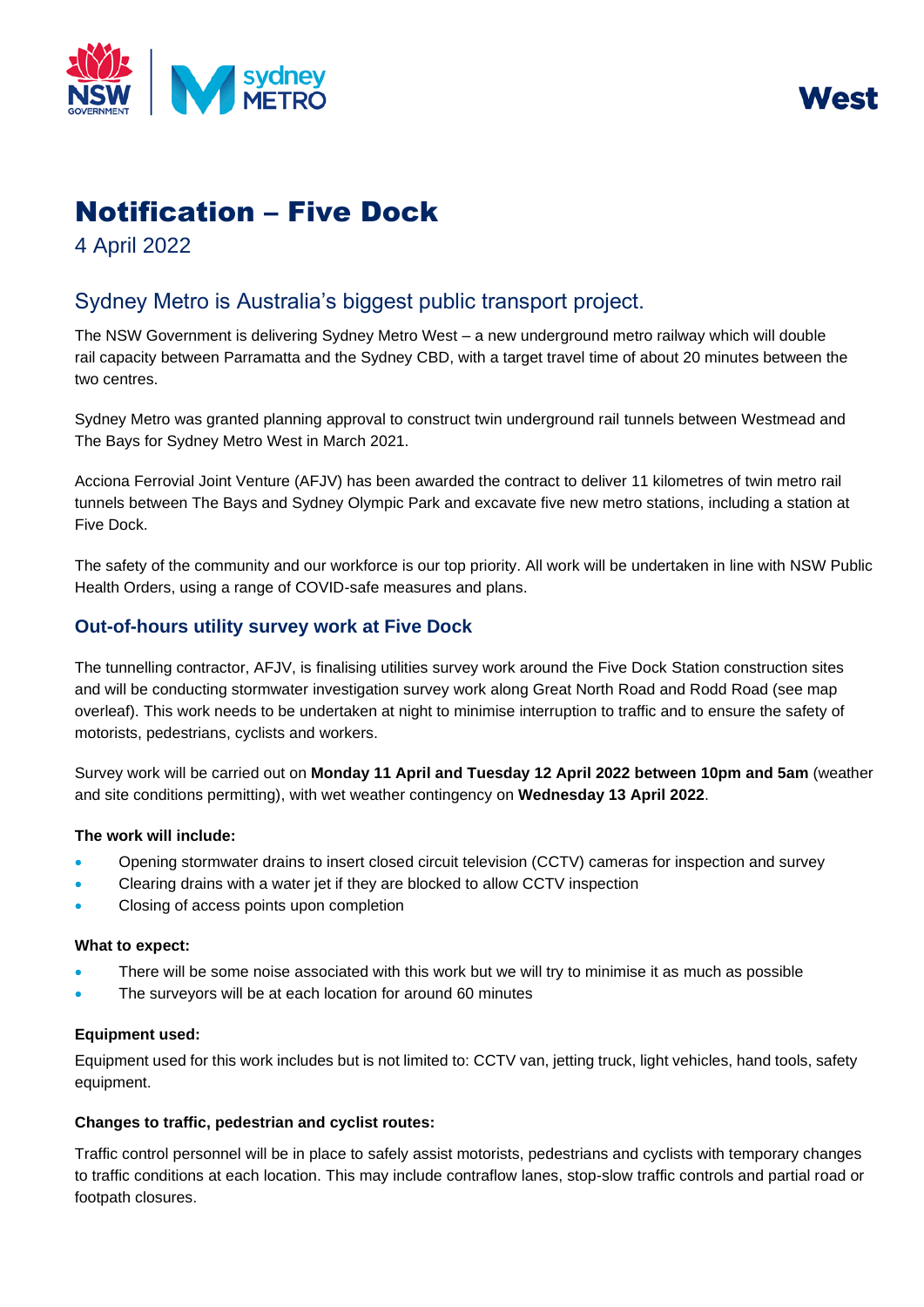West

# Notification – Five Dock

4 April 2022

## Sydney Metro is Australia's biggest public transport project.

The NSW Government is delivering Sydney Metro West – a new underground metro railway which will double rail capacity between Parramatta and the Sydney CBD, with a target travel time of about 20 minutes between the two centres.

Sydney Metro was granted planning approval to construct twin underground rail tunnels between Westmead and The Bays for Sydney Metro West in March 2021.

Acciona Ferrovial Joint Venture (AFJV) has been awarded the contract to deliver 11 kilometres of twin metro rail tunnels between The Bays and Sydney Olympic Park and excavate five new metro stations, including a station at Five Dock.

The safety of the community and our workforce is our top priority. All work will be undertaken in line with NSW Public Health Orders, using a range of COVID-safe measures and plans.

### Out-of-hours utility survey work at Five Dock

The tunnelling contractor, AFJV, is finalising utilities survey work around the Five Dock Station construction sites and will be conducting stormwater investigation survey work along Great North Road and Rodd Road (see map overleaf). This work needs to be undertaken at night to minimise interruption to traffic and to ensure the safety of motorists, pedestrians, cyclists and workers.

Survey work will be carried out on **Monday 11 April and Tuesday 12 April 2022 between 10pm and 5am** (weather and site conditions permitting), with wet weather contingency on **Wednesday 13 April 2022**.

**The work will include:**

- Opening stormwater drains to insert closed circuit television (CCTV) cameras for inspection and survey
- Clearing drains with a water jet if they are blocked to allow CCTV inspection
- Closing of access points upon completion

**What to expect:**

- There will be some noise associated with this work but we will try to minimise it as much as possible
- The surveyors will be at each location for around 60 minutes

**Equipment used:**

Equipment used for this work includes but is not limited to: CCTV van, jetting truck, light vehicles, hand tools, safety equipment.

**Changes to traffic, pedestrian and cyclist routes:**

Traffic control personnel will be in place to safely assist motorists, pedestrians and cyclists with temporary changes to traffic conditions at each location. This may include contraflow lanes, stop-slow traffic controls and partial road or footpath closures.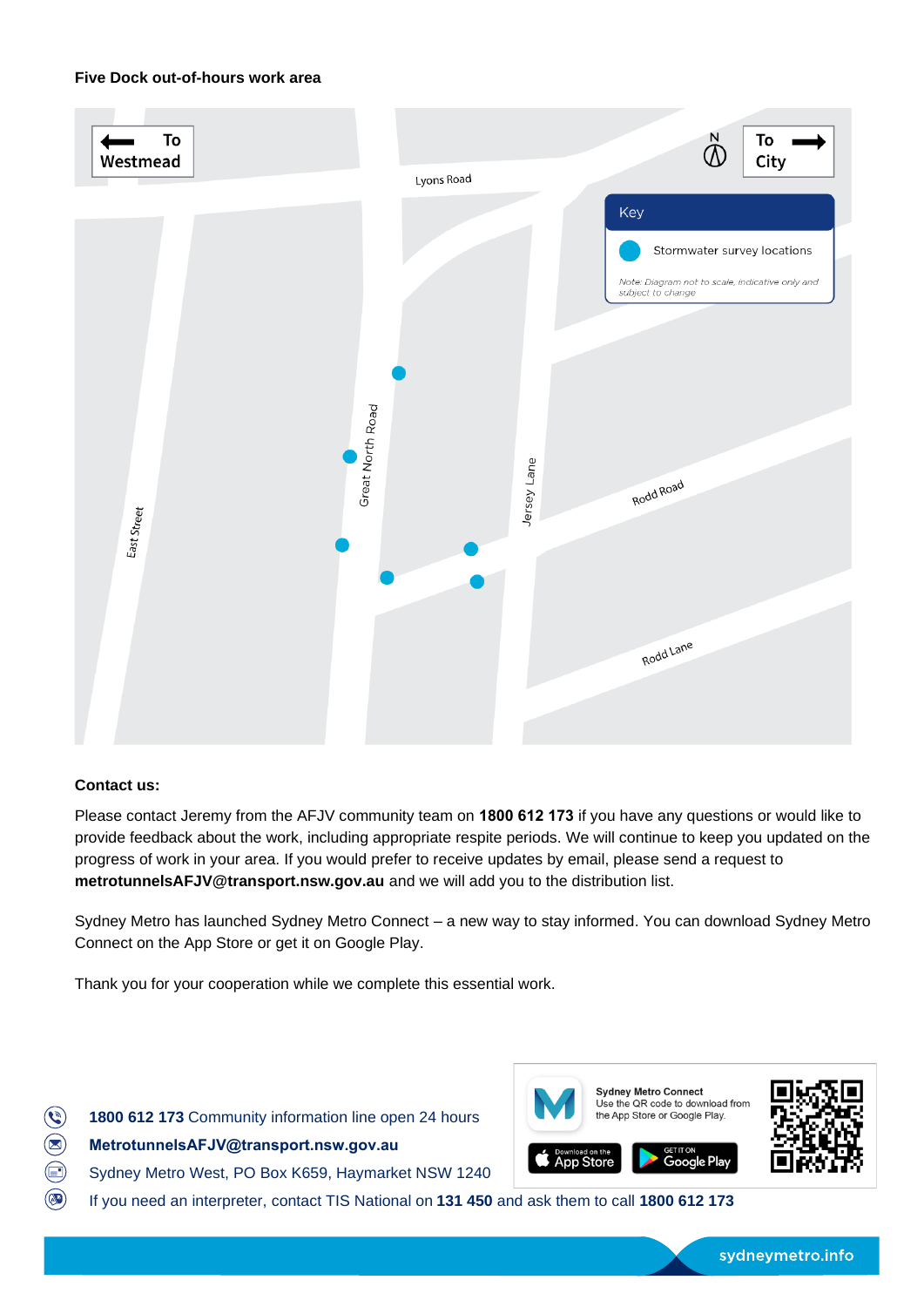**Five Dock out-of-hours work area**

To Westmead

To City

N

Lyons Road

Key

Stormwater survey locations

*Note: Diagram not to scale, indicative only and subject to change*

Great North Road

Jersey Lane

East Street

Rodd Road

Rodd Lane

**Contact us:**

Please contact Jeremy from the AFJV community team on **1800 612 173** if you have any questions or would like to provide feedback about the work, including appropriate respite periods. We will continue to keep you updated on the progress of work in your area. If you would prefer to receive updates by email, please send a request to **metrotunnelsAFJV@transport.nsw.gov.au** and we will add you to the distribution list.

Sydney Metro has launched Sydney Metro Connect – a new way to stay informed. You can download Sydney Metro Connect on the App Store or get it on Google Play.

Thank you for your cooperation while we complete this essential work.

**1800 612 173** Community information line open 24 hours

**MetrotunnelsAFJV@transport.nsw.gov.au**

Sydney Metro West, PO Box K659, Haymarket NSW 1240

If you need an interpreter, contact TIS National on **131 450** and ask them to call **1800 612 173**

**Sydney Metro Connect**
Use the QR code to download from the App Store or Google Play.

Download on the App Store

GET IT ON Google Play

sydneymetro.info